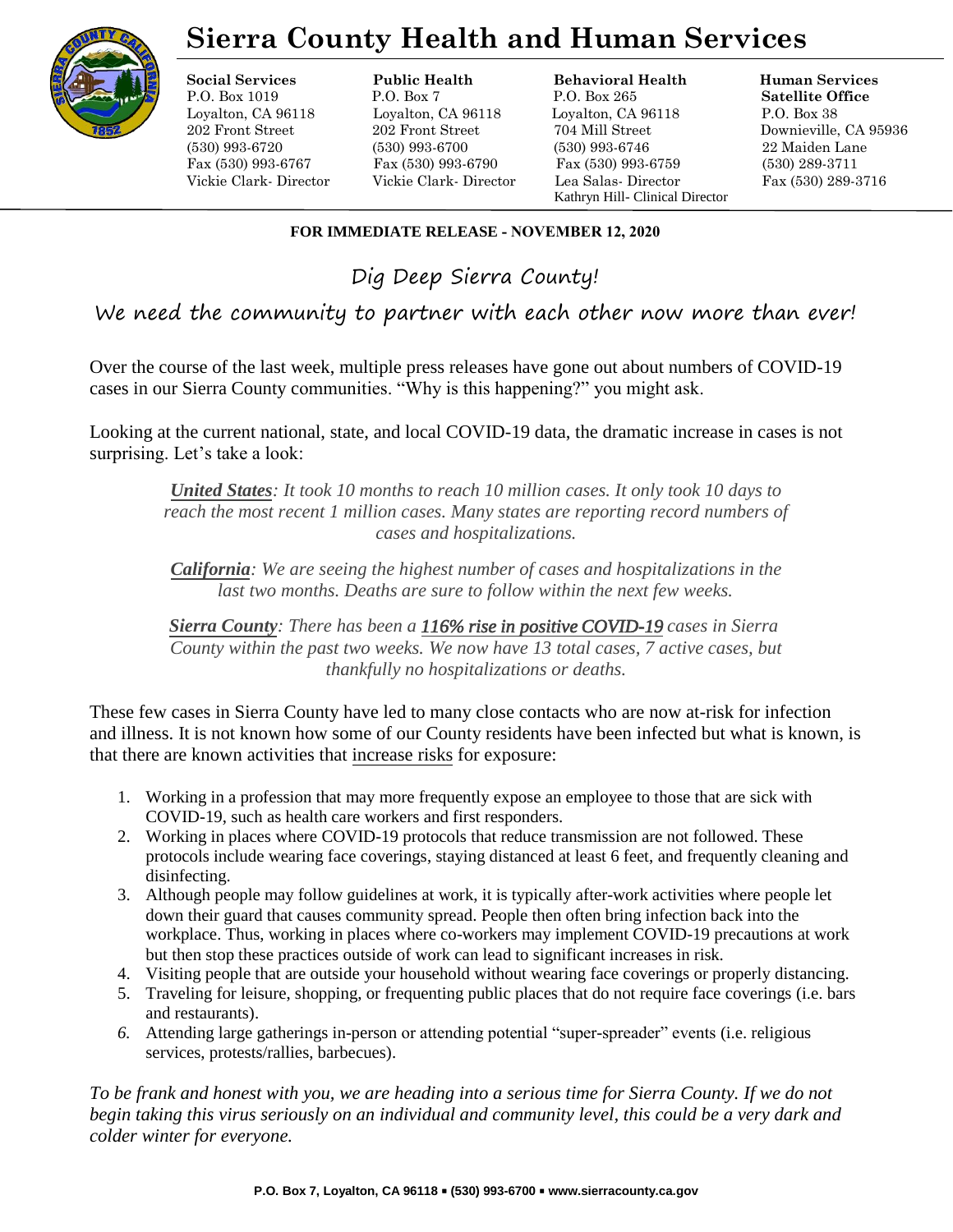# Sierra County Health and Human Services

| **Social Services** | **Public Health** | **Behavioral Health** | **Human Services Satellite Office** |
| --- | --- | --- | --- |
| P.O. Box 1019 | P.O. Box 7 | P.O. Box 265 | P.O. Box 38 |
| Loyalton, CA 96118 | Loyalton, CA 96118 | Loyalton, CA 96118 | Downieville, CA 95936 |
| 202 Front Street | 202 Front Street | 704 Mill Street | 22 Maiden Lane |
| (530) 993-6720 | (530) 993-6700 | (530) 993-6746 | (530) 289-3711 |
| Fax (530) 993-6767 | Fax (530) 993-6790 | Fax (530) 993-6759 | Fax (530) 289-3716 |
| Vickie Clark- Director | Vickie Clark- Director | Lea Salas- Director | |
| | | Kathryn Hill- Clinical Director | |

**FOR IMMEDIATE RELEASE - NOVEMBER 12, 2020**

## Dig Deep Sierra County!

## We need the community to partner with each other now more than ever!

Over the course of the last week, multiple press releases have gone out about numbers of COVID-19 cases in our Sierra County communities. "Why is this happening?" you might ask.

Looking at the current national, state, and local COVID-19 data, the dramatic increase in cases is not surprising. Let's take a look:

> ***United States***: *It took 10 months to reach 10 million cases. It only took 10 days to reach the most recent 1 million cases. Many states are reporting record numbers of cases and hospitalizations.*
>
> ***California***: *We are seeing the highest number of cases and hospitalizations in the last two months. Deaths are sure to follow within the next few weeks.*
>
> ***Sierra County***: *There has been a* ***116% rise in positive COVID-19*** *cases in Sierra County within the past two weeks. We now have 13 total cases, 7 active cases, but thankfully no hospitalizations or deaths.*

These few cases in Sierra County have led to many close contacts who are now at-risk for infection and illness. It is not known how some of our County residents have been infected but what is known, is that there are known activities that increase risks for exposure:

1. Working in a profession that may more frequently expose an employee to those that are sick with COVID-19, such as health care workers and first responders.
2. Working in places where COVID-19 protocols that reduce transmission are not followed. These protocols include wearing face coverings, staying distanced at least 6 feet, and frequently cleaning and disinfecting.
3. Although people may follow guidelines at work, it is typically after-work activities where people let down their guard that causes community spread. People then often bring infection back into the workplace. Thus, working in places where co-workers may implement COVID-19 precautions at work but then stop these practices outside of work can lead to significant increases in risk.
4. Visiting people that are outside your household without wearing face coverings or properly distancing.
5. Traveling for leisure, shopping, or frequenting public places that do not require face coverings (i.e. bars and restaurants).
6. Attending large gatherings in-person or attending potential "super-spreader" events (i.e. religious services, protests/rallies, barbecues).

*To be frank and honest with you, we are heading into a serious time for Sierra County. If we do not begin taking this virus seriously on an individual and community level, this could be a very dark and colder winter for everyone.*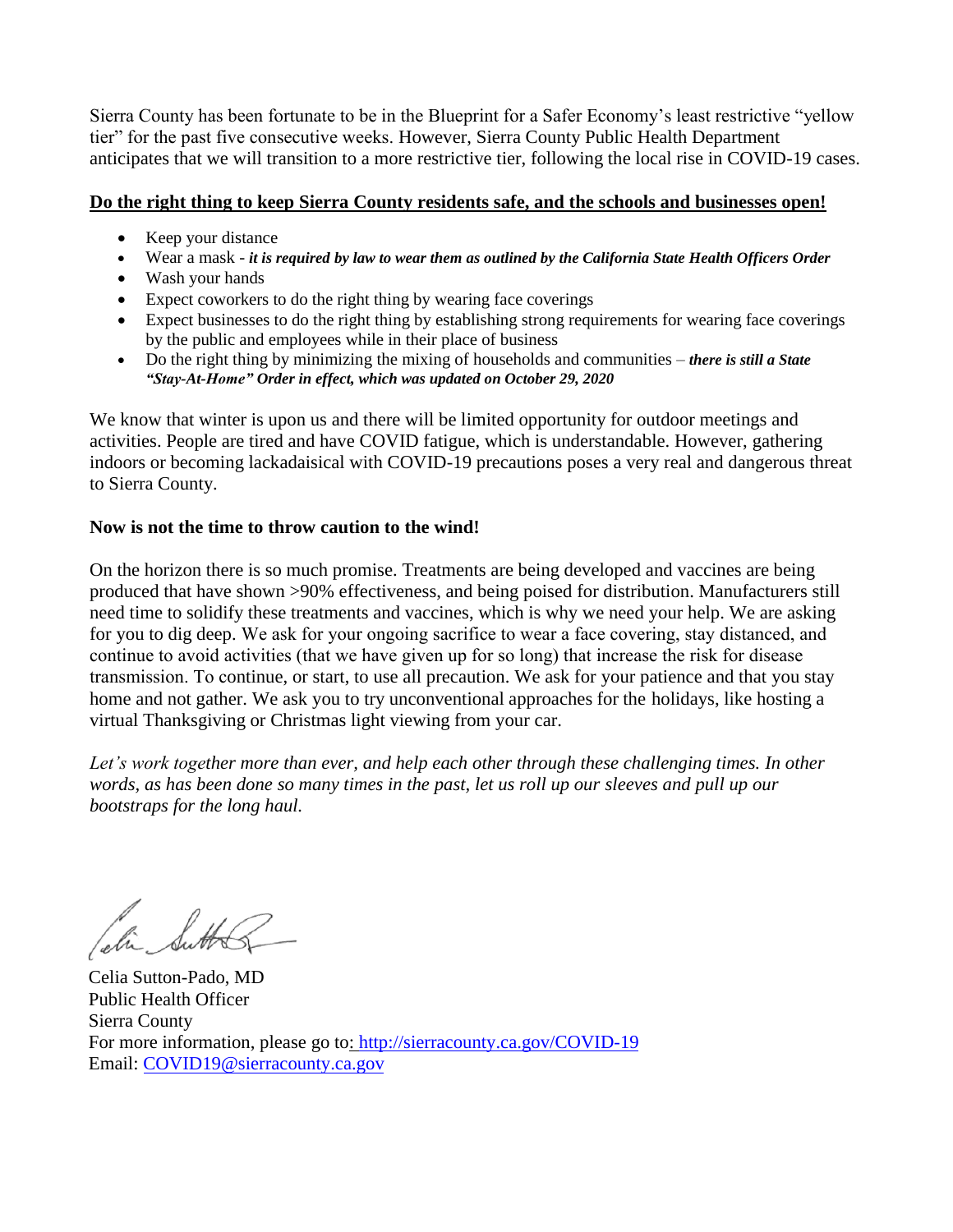Sierra County has been fortunate to be in the Blueprint for a Safer Economy's least restrictive "yellow tier" for the past five consecutive weeks. However, Sierra County Public Health Department anticipates that we will transition to a more restrictive tier, following the local rise in COVID-19 cases.

**Do the right thing to keep Sierra County residents safe, and the schools and businesses open!**

- Keep your distance
- Wear a mask - ***it is required by law to wear them as outlined by the California State Health Officers Order***
- Wash your hands
- Expect coworkers to do the right thing by wearing face coverings
- Expect businesses to do the right thing by establishing strong requirements for wearing face coverings by the public and employees while in their place of business
- Do the right thing by minimizing the mixing of households and communities – ***there is still a State "Stay-At-Home" Order in effect, which was updated on October 29, 2020***

We know that winter is upon us and there will be limited opportunity for outdoor meetings and activities. People are tired and have COVID fatigue, which is understandable. However, gathering indoors or becoming lackadaisical with COVID-19 precautions poses a very real and dangerous threat to Sierra County.

**Now is not the time to throw caution to the wind!**

On the horizon there is so much promise. Treatments are being developed and vaccines are being produced that have shown >90% effectiveness, and being poised for distribution. Manufacturers still need time to solidify these treatments and vaccines, which is why we need your help. We are asking for you to dig deep. We ask for your ongoing sacrifice to wear a face covering, stay distanced, and continue to avoid activities (that we have given up for so long) that increase the risk for disease transmission. To continue, or start, to use all precaution. We ask for your patience and that you stay home and not gather. We ask you to try unconventional approaches for the holidays, like hosting a virtual Thanksgiving or Christmas light viewing from your car.

*Let's work together more than ever, and help each other through these challenging times. In other words, as has been done so many times in the past, let us roll up our sleeves and pull up our bootstraps for the long haul.*

Celia Sutton-Pado, MD
Public Health Officer
Sierra County
For more information, please go to: http://sierracounty.ca.gov/COVID-19
Email: COVID19@sierracounty.ca.gov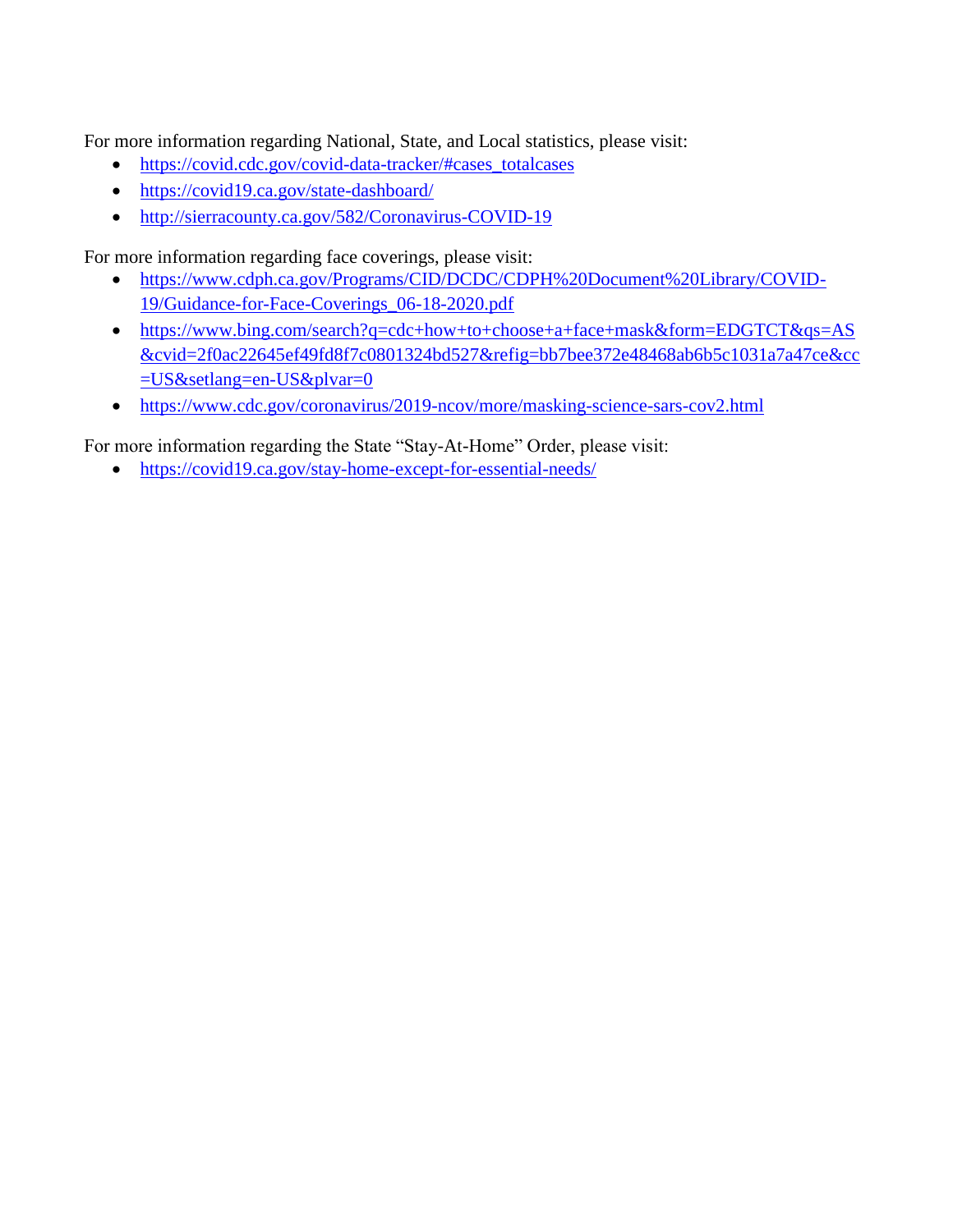For more information regarding National, State, and Local statistics, please visit:

- https://covid.cdc.gov/covid-data-tracker/#cases_totalcases
- https://covid19.ca.gov/state-dashboard/
- http://sierracounty.ca.gov/582/Coronavirus-COVID-19

For more information regarding face coverings, please visit:

- https://www.cdph.ca.gov/Programs/CID/DCDC/CDPH%20Document%20Library/COVID-19/Guidance-for-Face-Coverings_06-18-2020.pdf
- https://www.bing.com/search?q=cdc+how+to+choose+a+face+mask&form=EDGTCT&qs=AS&cvid=2f0ac22645ef49fd8f7c0801324bd527&refig=bb7bee372e48468ab6b5c1031a7a47ce&cc=US&setlang=en-US&plvar=0
- https://www.cdc.gov/coronavirus/2019-ncov/more/masking-science-sars-cov2.html

For more information regarding the State "Stay-At-Home" Order, please visit:

- https://covid19.ca.gov/stay-home-except-for-essential-needs/